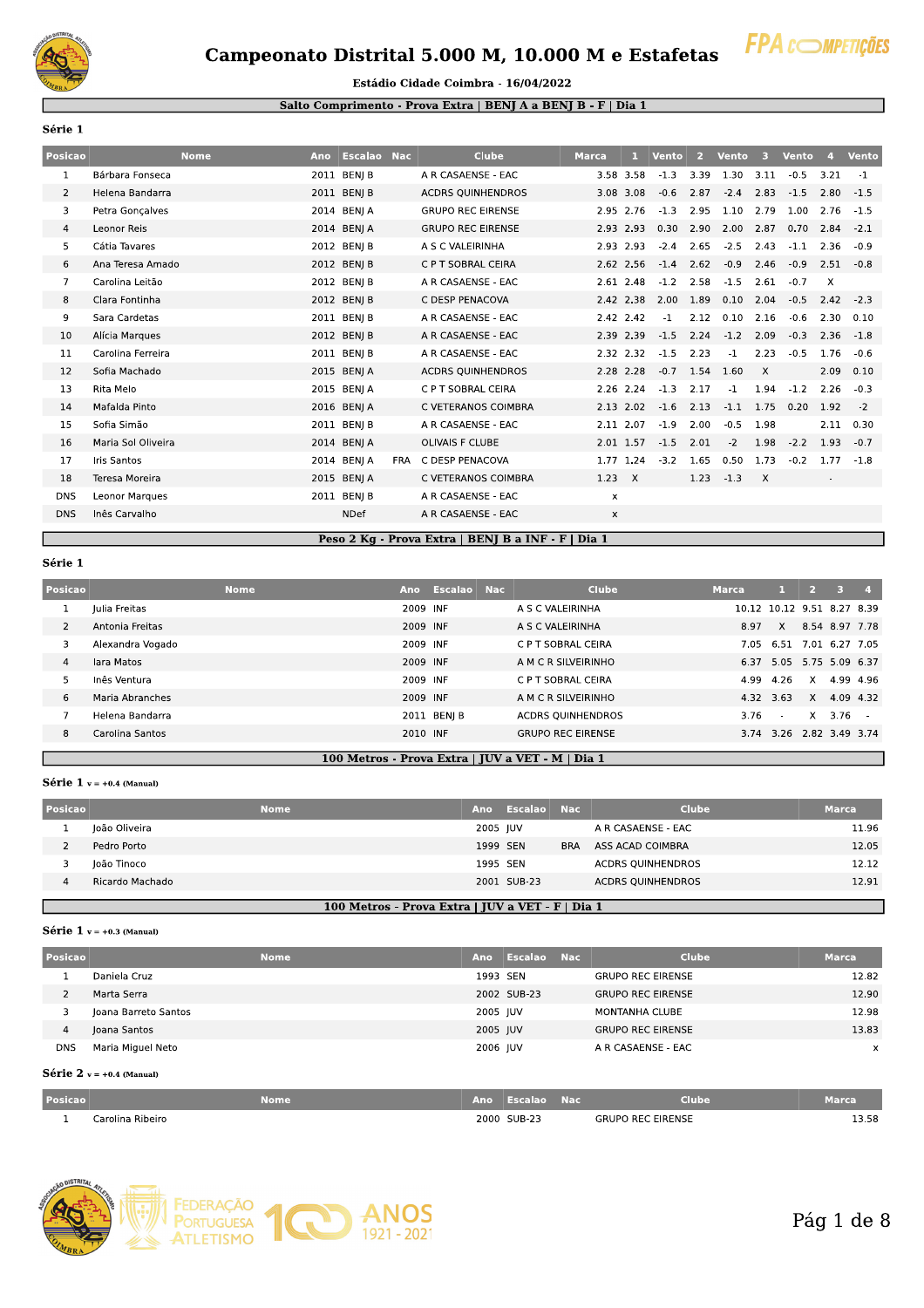# Campeonato Distrital 5.000 M, 10.000 M e Estafetas

**Estádio Cidade Coimbra - 16/04/2022**

## Salto Comprimento - Prova Extra | BENJ A a BENJ B - F | Dia 1

**Série 1**

| Posicao | Nome | Ano | Escalao | Nac | Clube | Marca | 1 | Vento | 2 | Vento | 3 | Vento | 4 | Vento |
|---|---|---|---|---|---|---|---|---|---|---|---|---|---|---|
| 1 | Bárbara Fonseca | 2011 | BENJ B | | A R CASAENSE - EAC | 3.58 | 3.58 | -1.3 | 3.39 | 1.30 | 3.11 | -0.5 | 3.21 | -1 |
| 2 | Helena Bandarra | 2011 | BENJ B | | ACDRS QUINHENDROS | 3.08 | 3.08 | -0.6 | 2.87 | -2.4 | 2.83 | -1.5 | 2.80 | -1.5 |
| 3 | Petra Gonçalves | 2014 | BENJ A | | GRUPO REC EIRENSE | 2.95 | 2.76 | -1.3 | 2.95 | 1.10 | 2.79 | 1.00 | 2.76 | -1.5 |
| 4 | Leonor Reis | 2014 | BENJ A | | GRUPO REC EIRENSE | 2.93 | 2.93 | 0.30 | 2.90 | 2.00 | 2.87 | 0.70 | 2.84 | -2.1 |
| 5 | Cátia Tavares | 2012 | BENJ B | | A S C VALEIRINHA | 2.93 | 2.93 | -2.4 | 2.65 | -2.5 | 2.43 | -1.1 | 2.36 | -0.9 |
| 6 | Ana Teresa Amado | 2012 | BENJ B | | C P T SOBRAL CEIRA | 2.62 | 2.56 | -1.4 | 2.62 | -0.9 | 2.46 | -0.9 | 2.51 | -0.8 |
| 7 | Carolina Leitão | 2012 | BENJ B | | A R CASAENSE - EAC | 2.61 | 2.48 | -1.2 | 2.58 | -1.5 | 2.61 | -0.7 | X | |
| 8 | Clara Fontinha | 2012 | BENJ B | | C DESP PENACOVA | 2.42 | 2.38 | 2.00 | 1.89 | 0.10 | 2.04 | -0.5 | 2.42 | -2.3 |
| 9 | Sara Cardetas | 2011 | BENJ B | | A R CASAENSE - EAC | 2.42 | 2.42 | -1 | 2.12 | 0.10 | 2.16 | -0.6 | 2.30 | 0.10 |
| 10 | Alícia Marques | 2012 | BENJ B | | A R CASAENSE - EAC | 2.39 | 2.39 | -1.5 | 2.24 | -1.2 | 2.09 | -0.3 | 2.36 | -1.8 |
| 11 | Carolina Ferreira | 2011 | BENJ B | | A R CASAENSE - EAC | 2.32 | 2.32 | -1.5 | 2.23 | -1 | 2.23 | -0.5 | 1.76 | -0.6 |
| 12 | Sofia Machado | 2015 | BENJ A | | ACDRS QUINHENDROS | 2.28 | 2.28 | -0.7 | 1.54 | 1.60 | X | | 2.09 | 0.10 |
| 13 | Rita Melo | 2015 | BENJ A | | C P T SOBRAL CEIRA | 2.26 | 2.24 | -1.3 | 2.17 | -1 | 1.94 | -1.2 | 2.26 | -0.3 |
| 14 | Mafalda Pinto | 2016 | BENJ A | | C VETERANOS COIMBRA | 2.13 | 2.02 | -1.6 | 2.13 | -1.1 | 1.75 | 0.20 | 1.92 | -2 |
| 15 | Sofia Simão | 2011 | BENJ B | | A R CASAENSE - EAC | 2.11 | 2.07 | -1.9 | 2.00 | -0.5 | 1.98 | | 2.11 | 0.30 |
| 16 | Maria Sol Oliveira | 2014 | BENJ A | | OLIVAIS F CLUBE | 2.01 | 1.57 | -1.5 | 2.01 | -2 | 1.98 | -2.2 | 1.93 | -0.7 |
| 17 | Iris Santos | 2014 | BENJ A | FRA | C DESP PENACOVA | 1.77 | 1.24 | -3.2 | 1.65 | 0.50 | 1.73 | -0.2 | 1.77 | -1.8 |
| 18 | Teresa Moreira | 2015 | BENJ A | | C VETERANOS COIMBRA | 1.23 | X | | 1.23 | -1.3 | X | | - | |
| DNS | Leonor Marques | 2011 | BENJ B | | A R CASAENSE - EAC | x | | | | | | | | |
| DNS | Inês Carvalho | | NDef | | A R CASAENSE - EAC | x | | | | | | | | |

## Peso 2 Kg - Prova Extra | BENJ B a INF - F | Dia 1

**Série 1**

| Posicao | Nome | Ano | Escalao | Nac | Clube | Marca | 1 | 2 | 3 | 4 |
|---|---|---|---|---|---|---|---|---|---|---|
| 1 | Julia Freitas | 2009 | INF | | A S C VALEIRINHA | 10.12 | 10.12 | 9.51 | 8.27 | 8.39 |
| 2 | Antonia Freitas | 2009 | INF | | A S C VALEIRINHA | 8.97 | X | 8.54 | 8.97 | 7.78 |
| 3 | Alexandra Vogado | 2009 | INF | | C P T SOBRAL CEIRA | 7.05 | 6.51 | 7.01 | 6.27 | 7.05 |
| 4 | Iara Matos | 2009 | INF | | A M C R SILVEIRINHO | 6.37 | 5.05 | 5.75 | 5.09 | 6.37 |
| 5 | Inês Ventura | 2009 | INF | | C P T SOBRAL CEIRA | 4.99 | 4.26 | X | 4.99 | 4.96 |
| 6 | Maria Abranches | 2009 | INF | | A M C R SILVEIRINHO | 4.32 | 3.63 | X | 4.09 | 4.32 |
| 7 | Helena Bandarra | 2011 | BENJ B | | ACDRS QUINHENDROS | 3.76 | - | X | 3.76 | - |
| 8 | Carolina Santos | 2010 | INF | | GRUPO REC EIRENSE | 3.74 | 3.26 | 2.82 | 3.49 | 3.74 |

## 100 Metros - Prova Extra | JUV a VET - M | Dia 1

**Série 1** v = +0.4 (Manual)

| Posicao | Nome | Ano | Escalao | Nac | Clube | Marca |
|---|---|---|---|---|---|---|
| 1 | João Oliveira | 2005 | JUV | | A R CASAENSE - EAC | 11.96 |
| 2 | Pedro Porto | 1999 | SEN | BRA | ASS ACAD COIMBRA | 12.05 |
| 3 | João Tinoco | 1995 | SEN | | ACDRS QUINHENDROS | 12.12 |
| 4 | Ricardo Machado | 2001 | SUB-23 | | ACDRS QUINHENDROS | 12.91 |

## 100 Metros - Prova Extra | JUV a VET - F | Dia 1

**Série 1** v = +0.3 (Manual)

| Posicao | Nome | Ano | Escalao | Nac | Clube | Marca |
|---|---|---|---|---|---|---|
| 1 | Daniela Cruz | 1993 | SEN | | GRUPO REC EIRENSE | 12.82 |
| 2 | Marta Serra | 2002 | SUB-23 | | GRUPO REC EIRENSE | 12.90 |
| 3 | Joana Barreto Santos | 2005 | JUV | | MONTANHA CLUBE | 12.98 |
| 4 | Joana Santos | 2005 | JUV | | GRUPO REC EIRENSE | 13.83 |
| DNS | Maria Miguel Neto | 2006 | JUV | | A R CASAENSE - EAC | x |

**Série 2** v = +0.4 (Manual)

| Posicao | Nome | Ano | Escalao | Nac | Clube | Marca |
|---|---|---|---|---|---|---|
| 1 | Carolina Ribeiro | 2000 | SUB-23 | | GRUPO REC EIRENSE | 13.58 |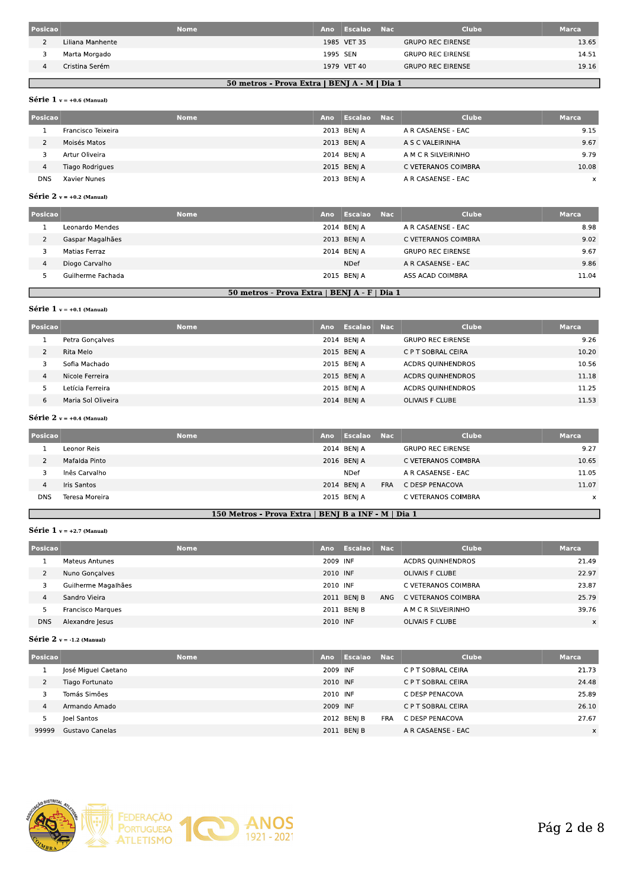| Posicao | Nome | Ano | Escalao | Nac | Clube | Marca |
|---|---|---|---|---|---|---|
| 2 | Liliana Manhente | 1985 | VET 35 | | GRUPO REC EIRENSE | 13.65 |
| 3 | Marta Morgado | 1995 | SEN | | GRUPO REC EIRENSE | 14.51 |
| 4 | Cristina Serém | 1979 | VET 40 | | GRUPO REC EIRENSE | 19.16 |

## 50 metros - Prova Extra | BENJ A - M | Dia 1

**Série 1** v = +0.6 (Manual)

| Posicao | Nome | Ano | Escalao | Nac | Clube | Marca |
|---|---|---|---|---|---|---|
| 1 | Francisco Teixeira | 2013 | BENJ A | | A R CASAENSE - EAC | 9.15 |
| 2 | Moisés Matos | 2013 | BENJ A | | A S C VALEIRINHA | 9.67 |
| 3 | Artur Oliveira | 2014 | BENJ A | | A M C R SILVEIRINHO | 9.79 |
| 4 | Tiago Rodrigues | 2015 | BENJ A | | C VETERANOS COIMBRA | 10.08 |
| DNS | Xavier Nunes | 2013 | BENJ A | | A R CASAENSE - EAC | x |

**Série 2** v = +0.2 (Manual)

| Posicao | Nome | Ano | Escalao | Nac | Clube | Marca |
|---|---|---|---|---|---|---|
| 1 | Leonardo Mendes | 2014 | BENJ A | | A R CASAENSE - EAC | 8.98 |
| 2 | Gaspar Magalhães | 2013 | BENJ A | | C VETERANOS COIMBRA | 9.02 |
| 3 | Matias Ferraz | 2014 | BENJ A | | GRUPO REC EIRENSE | 9.67 |
| 4 | Diogo Carvalho | | NDef | | A R CASAENSE - EAC | 9.86 |
| 5 | Guilherme Fachada | 2015 | BENJ A | | ASS ACAD COIMBRA | 11.04 |

## 50 metros - Prova Extra | BENJ A - F | Dia 1

**Série 1** v = +0.1 (Manual)

| Posicao | Nome | Ano | Escalao | Nac | Clube | Marca |
|---|---|---|---|---|---|---|
| 1 | Petra Gonçalves | 2014 | BENJ A | | GRUPO REC EIRENSE | 9.26 |
| 2 | Rita Melo | 2015 | BENJ A | | C P T SOBRAL CEIRA | 10.20 |
| 3 | Sofia Machado | 2015 | BENJ A | | ACDRS QUINHENDROS | 10.56 |
| 4 | Nicole Ferreira | 2015 | BENJ A | | ACDRS QUINHENDROS | 11.18 |
| 5 | Letícia Ferreira | 2015 | BENJ A | | ACDRS QUINHENDROS | 11.25 |
| 6 | Maria Sol Oliveira | 2014 | BENJ A | | OLIVAIS F CLUBE | 11.53 |

**Série 2** v = +0.4 (Manual)

| Posicao | Nome | Ano | Escalao | Nac | Clube | Marca |
|---|---|---|---|---|---|---|
| 1 | Leonor Reis | 2014 | BENJ A | | GRUPO REC EIRENSE | 9.27 |
| 2 | Mafalda Pinto | 2016 | BENJ A | | C VETERANOS COIMBRA | 10.65 |
| 3 | Inês Carvalho | | NDef | | A R CASAENSE - EAC | 11.05 |
| 4 | Iris Santos | 2014 | BENJ A | FRA | C DESP PENACOVA | 11.07 |
| DNS | Teresa Moreira | 2015 | BENJ A | | C VETERANOS COIMBRA | x |

## 150 Metros - Prova Extra | BENJ B a INF - M | Dia 1

**Série 1** v = +2.7 (Manual)

| Posicao | Nome | Ano | Escalao | Nac | Clube | Marca |
|---|---|---|---|---|---|---|
| 1 | Mateus Antunes | 2009 | INF | | ACDRS QUINHENDROS | 21.49 |
| 2 | Nuno Gonçalves | 2010 | INF | | OLIVAIS F CLUBE | 22.97 |
| 3 | Guilherme Magalhães | 2010 | INF | | C VETERANOS COIMBRA | 23.87 |
| 4 | Sandro Vieira | 2011 | BENJ B | ANG | C VETERANOS COIMBRA | 25.79 |
| 5 | Francisco Marques | 2011 | BENJ B | | A M C R SILVEIRINHO | 39.76 |
| DNS | Alexandre Jesus | 2010 | INF | | OLIVAIS F CLUBE | x |

**Série 2** v = -1.2 (Manual)

| Posicao | Nome | Ano | Escalao | Nac | Clube | Marca |
|---|---|---|---|---|---|---|
| 1 | José Miguel Caetano | 2009 | INF | | C P T SOBRAL CEIRA | 21.73 |
| 2 | Tiago Fortunato | 2010 | INF | | C P T SOBRAL CEIRA | 24.48 |
| 3 | Tomás Simões | 2010 | INF | | C DESP PENACOVA | 25.89 |
| 4 | Armando Amado | 2009 | INF | | C P T SOBRAL CEIRA | 26.10 |
| 5 | Joel Santos | 2012 | BENJ B | FRA | C DESP PENACOVA | 27.67 |
| 99999 | Gustavo Canelas | 2011 | BENJ B | | A R CASAENSE - EAC | x |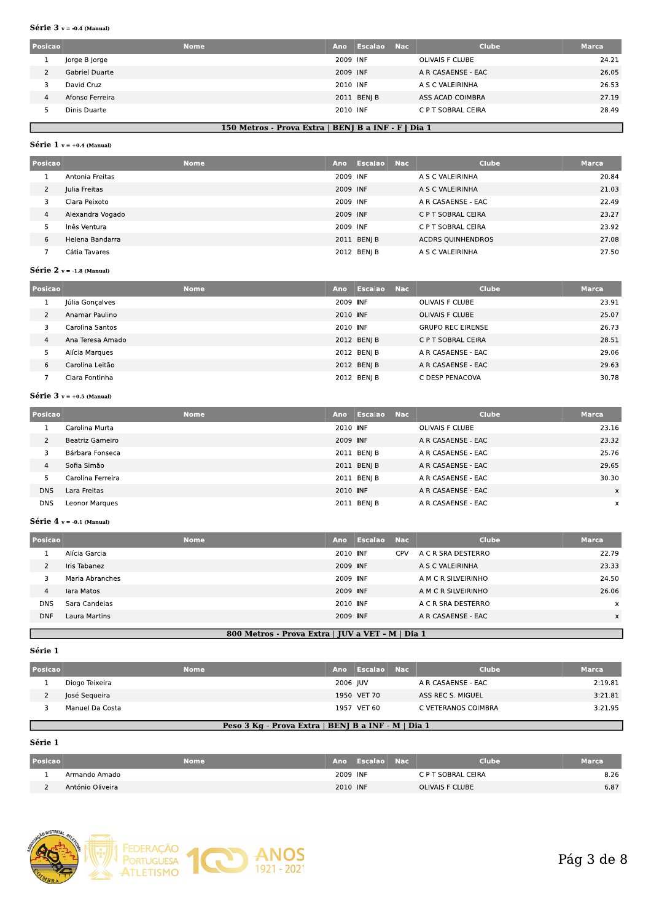**Série 3** v = -0.4 (Manual)

| Posicao | Nome | Ano | Escalao | Nac | Clube | Marca |
|---|---|---|---|---|---|---|
| 1 | Jorge B Jorge | 2009 | INF | | OLIVAIS F CLUBE | 24.21 |
| 2 | Gabriel Duarte | 2009 | INF | | A R CASAENSE - EAC | 26.05 |
| 3 | David Cruz | 2010 | INF | | A S C VALEIRINHA | 26.53 |
| 4 | Afonso Ferreira | 2011 | BENJ B | | ASS ACAD COIMBRA | 27.19 |
| 5 | Dinis Duarte | 2010 | INF | | C P T SOBRAL CEIRA | 28.49 |

## 150 Metros - Prova Extra | BENJ B a INF - F | Dia 1

**Série 1** v = +0.4 (Manual)

| Posicao | Nome | Ano | Escalao | Nac | Clube | Marca |
|---|---|---|---|---|---|---|
| 1 | Antonia Freitas | 2009 | INF | | A S C VALEIRINHA | 20.84 |
| 2 | Julia Freitas | 2009 | INF | | A S C VALEIRINHA | 21.03 |
| 3 | Clara Peixoto | 2009 | INF | | A R CASAENSE - EAC | 22.49 |
| 4 | Alexandra Vogado | 2009 | INF | | C P T SOBRAL CEIRA | 23.27 |
| 5 | Inês Ventura | 2009 | INF | | C P T SOBRAL CEIRA | 23.92 |
| 6 | Helena Bandarra | 2011 | BENJ B | | ACDRS QUINHENDROS | 27.08 |
| 7 | Cátia Tavares | 2012 | BENJ B | | A S C VALEIRINHA | 27.50 |

**Série 2** v = -1.8 (Manual)

| Posicao | Nome | Ano | Escalao | Nac | Clube | Marca |
|---|---|---|---|---|---|---|
| 1 | Júlia Gonçalves | 2009 | INF | | OLIVAIS F CLUBE | 23.91 |
| 2 | Anamar Paulino | 2010 | INF | | OLIVAIS F CLUBE | 25.07 |
| 3 | Carolina Santos | 2010 | INF | | GRUPO REC EIRENSE | 26.73 |
| 4 | Ana Teresa Amado | 2012 | BENJ B | | C P T SOBRAL CEIRA | 28.51 |
| 5 | Alícia Marques | 2012 | BENJ B | | A R CASAENSE - EAC | 29.06 |
| 6 | Carolina Leitão | 2012 | BENJ B | | A R CASAENSE - EAC | 29.63 |
| 7 | Clara Fontinha | 2012 | BENJ B | | C DESP PENACOVA | 30.78 |

**Série 3** v = +0.5 (Manual)

| Posicao | Nome | Ano | Escalao | Nac | Clube | Marca |
|---|---|---|---|---|---|---|
| 1 | Carolina Murta | 2010 | INF | | OLIVAIS F CLUBE | 23.16 |
| 2 | Beatriz Gameiro | 2009 | INF | | A R CASAENSE - EAC | 23.32 |
| 3 | Bárbara Fonseca | 2011 | BENJ B | | A R CASAENSE - EAC | 25.76 |
| 4 | Sofia Simão | 2011 | BENJ B | | A R CASAENSE - EAC | 29.65 |
| 5 | Carolina Ferreira | 2011 | BENJ B | | A R CASAENSE - EAC | 30.30 |
| DNS | Lara Freitas | 2010 | INF | | A R CASAENSE - EAC | x |
| DNS | Leonor Marques | 2011 | BENJ B | | A R CASAENSE - EAC | x |

**Série 4** v = -0.1 (Manual)

| Posicao | Nome | Ano | Escalao | Nac | Clube | Marca |
|---|---|---|---|---|---|---|
| 1 | Alícia Garcia | 2010 | INF | CPV | A C R SRA DESTERRO | 22.79 |
| 2 | Iris Tabanez | 2009 | INF | | A S C VALEIRINHA | 23.33 |
| 3 | Maria Abranches | 2009 | INF | | A M C R SILVEIRINHO | 24.50 |
| 4 | Iara Matos | 2009 | INF | | A M C R SILVEIRINHO | 26.06 |
| DNS | Sara Candeias | 2010 | INF | | A C R SRA DESTERRO | x |
| DNF | Laura Martins | 2009 | INF | | A R CASAENSE - EAC | x |

## 800 Metros - Prova Extra | JUV a VET - M | Dia 1

**Série 1**

| Posicao | Nome | Ano | Escalao | Nac | Clube | Marca |
|---|---|---|---|---|---|---|
| 1 | Diogo Teixeira | 2006 | JUV | | A R CASAENSE - EAC | 2:19.81 |
| 2 | José Sequeira | 1950 | VET 70 | | ASS REC S. MIGUEL | 3:21.81 |
| 3 | Manuel Da Costa | 1957 | VET 60 | | C VETERANOS COIMBRA | 3:21.95 |

## Peso 3 Kg - Prova Extra | BENJ B a INF - M | Dia 1

**Série 1**

| Posicao | Nome | Ano | Escalao | Nac | Clube | Marca |
|---|---|---|---|---|---|---|
| 1 | Armando Amado | 2009 | INF | | C P T SOBRAL CEIRA | 8.26 |
| 2 | António Oliveira | 2010 | INF | | OLIVAIS F CLUBE | 6.87 |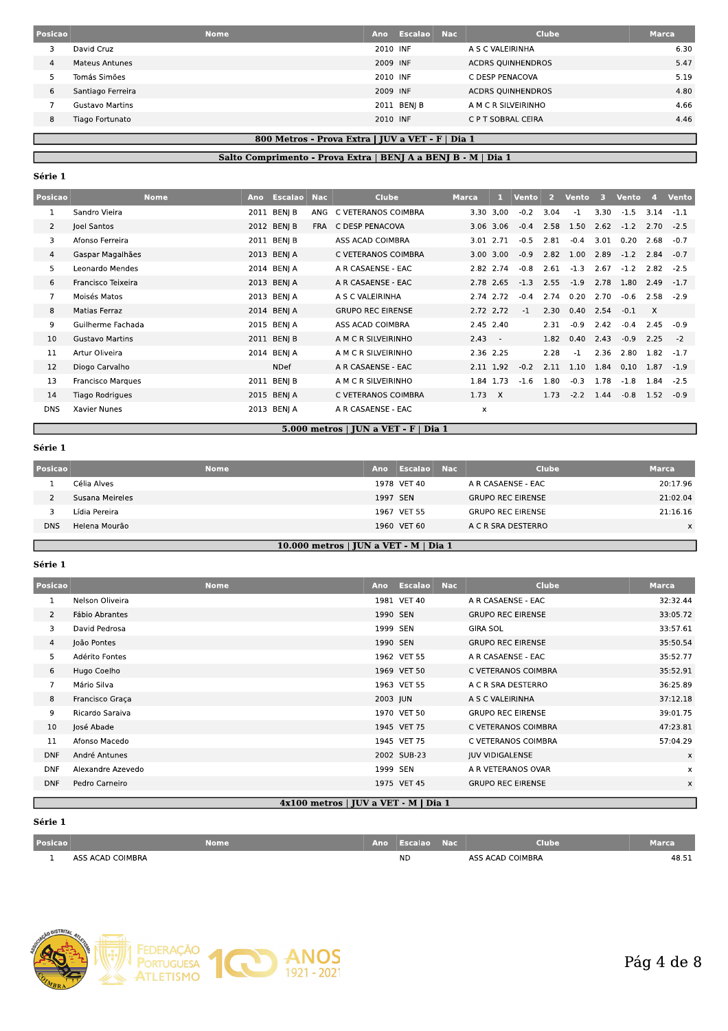| Posicao | Nome | Ano | Escalao | Nac | Clube | Marca |
|---|---|---|---|---|---|---|
| 3 | David Cruz | 2010 | INF | | A S C VALEIRINHA | 6.30 |
| 4 | Mateus Antunes | 2009 | INF | | ACDRS QUINHENDROS | 5.47 |
| 5 | Tomás Simões | 2010 | INF | | C DESP PENACOVA | 5.19 |
| 6 | Santiago Ferreira | 2009 | INF | | ACDRS QUINHENDROS | 4.80 |
| 7 | Gustavo Martins | 2011 | BENJ B | | A M C R SILVEIRINHO | 4.66 |
| 8 | Tiago Fortunato | 2010 | INF | | C P T SOBRAL CEIRA | 4.46 |

## 800 Metros - Prova Extra | JUV a VET - F | Dia 1

## Salto Comprimento - Prova Extra | BENJ A a BENJ B - M | Dia 1

**Série 1**

| Posicao | Nome | Ano | Escalao | Nac | Clube | Marca | 1 | Vento | 2 | Vento | 3 | Vento | 4 | Vento |
|---|---|---|---|---|---|---|---|---|---|---|---|---|---|---|
| 1 | Sandro Vieira | 2011 | BENJ B | ANG | C VETERANOS COIMBRA | 3.30 | 3.00 | -0.2 | 3.04 | -1 | 3.30 | -1.5 | 3.14 | -1.1 |
| 2 | Joel Santos | 2012 | BENJ B | FRA | C DESP PENACOVA | 3.06 | 3.06 | -0.4 | 2.58 | 1.50 | 2.62 | -1.2 | 2.70 | -2.5 |
| 3 | Afonso Ferreira | 2011 | BENJ B | | ASS ACAD COIMBRA | 3.01 | 2.71 | -0.5 | 2.81 | -0.4 | 3.01 | 0.20 | 2.68 | -0.7 |
| 4 | Gaspar Magalhães | 2013 | BENJ A | | C VETERANOS COIMBRA | 3.00 | 3.00 | -0.9 | 2.82 | 1.00 | 2.89 | -1.2 | 2.84 | -0.7 |
| 5 | Leonardo Mendes | 2014 | BENJ A | | A R CASAENSE - EAC | 2.82 | 2.74 | -0.8 | 2.61 | -1.3 | 2.67 | -1.2 | 2.82 | -2.5 |
| 6 | Francisco Teixeira | 2013 | BENJ A | | A R CASAENSE - EAC | 2.78 | 2.65 | -1.3 | 2.55 | -1.9 | 2.78 | 1.80 | 2.49 | -1.7 |
| 7 | Moisés Matos | 2013 | BENJ A | | A S C VALEIRINHA | 2.74 | 2.72 | -0.4 | 2.74 | 0.20 | 2.70 | -0.6 | 2.58 | -2.9 |
| 8 | Matias Ferraz | 2014 | BENJ A | | GRUPO REC EIRENSE | 2.72 | 2.72 | -1 | 2.30 | 0.40 | 2.54 | -0.1 | X | |
| 9 | Guilherme Fachada | 2015 | BENJ A | | ASS ACAD COIMBRA | 2.45 | 2.40 | | 2.31 | -0.9 | 2.42 | -0.4 | 2.45 | -0.9 |
| 10 | Gustavo Martins | 2011 | BENJ B | | A M C R SILVEIRINHO | 2.43 | - | | 1.82 | 0.40 | 2.43 | -0.9 | 2.25 | -2 |
| 11 | Artur Oliveira | 2014 | BENJ A | | A M C R SILVEIRINHO | 2.36 | 2.25 | | 2.28 | -1 | 2.36 | 2.80 | 1.82 | -1.7 |
| 12 | Diogo Carvalho | | NDef | | A R CASAENSE - EAC | 2.11 | 1.92 | -0.2 | 2.11 | 1.10 | 1.84 | 0.10 | 1.87 | -1.9 |
| 13 | Francisco Marques | 2011 | BENJ B | | A M C R SILVEIRINHO | 1.84 | 1.73 | -1.6 | 1.80 | -0.3 | 1.78 | -1.8 | 1.84 | -2.5 |
| 14 | Tiago Rodrigues | 2015 | BENJ A | | C VETERANOS COIMBRA | 1.73 | X | | 1.73 | -2.2 | 1.44 | -0.8 | 1.52 | -0.9 |
| DNS | Xavier Nunes | 2013 | BENJ A | | A R CASAENSE - EAC | x | | | | | | | | |

## 5.000 metros | JUN a VET - F | Dia 1

**Série 1**

| Posicao | Nome | Ano | Escalao | Nac | Clube | Marca |
|---|---|---|---|---|---|---|
| 1 | Célia Alves | 1978 | VET 40 | | A R CASAENSE - EAC | 20:17.96 |
| 2 | Susana Meireles | 1997 | SEN | | GRUPO REC EIRENSE | 21:02.04 |
| 3 | Lídia Pereira | 1967 | VET 55 | | GRUPO REC EIRENSE | 21:16.16 |
| DNS | Helena Mourão | 1960 | VET 60 | | A C R SRA DESTERRO | x |

## 10.000 metros | JUN a VET - M | Dia 1

**Série 1**

| Posicao | Nome | Ano | Escalao | Nac | Clube | Marca |
|---|---|---|---|---|---|---|
| 1 | Nelson Oliveira | 1981 | VET 40 | | A R CASAENSE - EAC | 32:32.44 |
| 2 | Fábio Abrantes | 1990 | SEN | | GRUPO REC EIRENSE | 33:05.72 |
| 3 | David Pedrosa | 1999 | SEN | | GIRA SOL | 33:57.61 |
| 4 | João Pontes | 1990 | SEN | | GRUPO REC EIRENSE | 35:50.54 |
| 5 | Adérito Fontes | 1962 | VET 55 | | A R CASAENSE - EAC | 35:52.77 |
| 6 | Hugo Coelho | 1969 | VET 50 | | C VETERANOS COIMBRA | 35:52.91 |
| 7 | Mário Silva | 1963 | VET 55 | | A C R SRA DESTERRO | 36:25.89 |
| 8 | Francisco Graça | 2003 | JUN | | A S C VALEIRINHA | 37:12.18 |
| 9 | Ricardo Saraiva | 1970 | VET 50 | | GRUPO REC EIRENSE | 39:01.75 |
| 10 | José Abade | 1945 | VET 75 | | C VETERANOS COIMBRA | 47:23.81 |
| 11 | Afonso Macedo | 1945 | VET 75 | | C VETERANOS COIMBRA | 57:04.29 |
| DNF | André Antunes | 2002 | SUB-23 | | JUV VIDIGALENSE | x |
| DNF | Alexandre Azevedo | 1999 | SEN | | A R VETERANOS OVAR | x |
| DNF | Pedro Carneiro | 1975 | VET 45 | | GRUPO REC EIRENSE | x |

## 4x100 metros | JUV a VET - M | Dia 1

**Série 1**

| Posicao | Nome | Ano | Escalao | Nac | Clube | Marca |
|---|---|---|---|---|---|---|
| 1 | ASS ACAD COIMBRA | | ND | | ASS ACAD COIMBRA | 48.51 |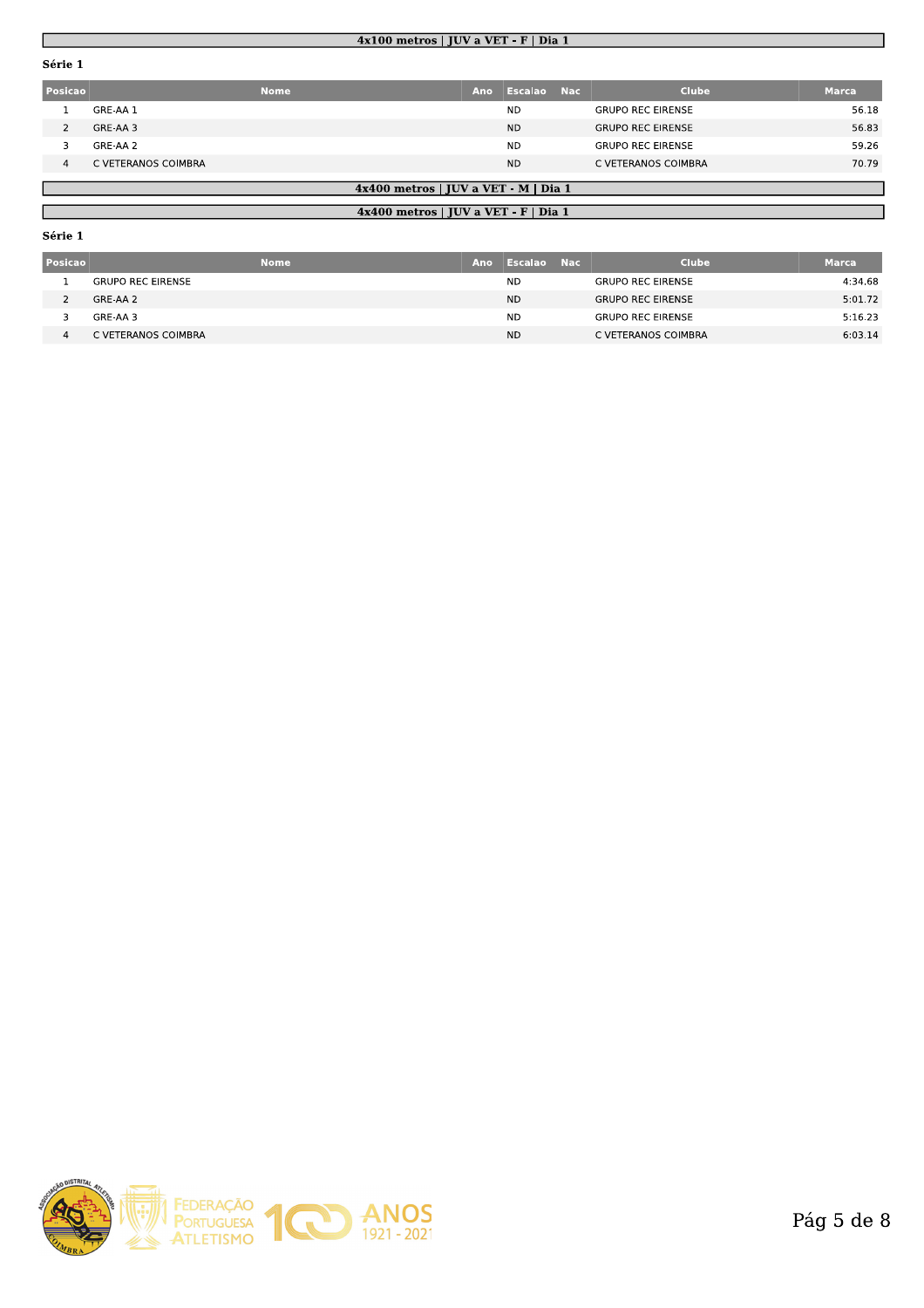## 4x100 metros | JUV a VET - F | Dia 1

**Série 1**

| Posicao | Nome | Ano | Escalao | Nac | Clube | Marca |
|---|---|---|---|---|---|---|
| 1 | GRE-AA 1 | | ND | | GRUPO REC EIRENSE | 56.18 |
| 2 | GRE-AA 3 | | ND | | GRUPO REC EIRENSE | 56.83 |
| 3 | GRE-AA 2 | | ND | | GRUPO REC EIRENSE | 59.26 |
| 4 | C VETERANOS COIMBRA | | ND | | C VETERANOS COIMBRA | 70.79 |

## 4x400 metros | JUV a VET - M | Dia 1

## 4x400 metros | JUV a VET - F | Dia 1

**Série 1**

| Posicao | Nome | Ano | Escalao | Nac | Clube | Marca |
|---|---|---|---|---|---|---|
| 1 | GRUPO REC EIRENSE | | ND | | GRUPO REC EIRENSE | 4:34.68 |
| 2 | GRE-AA 2 | | ND | | GRUPO REC EIRENSE | 5:01.72 |
| 3 | GRE-AA 3 | | ND | | GRUPO REC EIRENSE | 5:16.23 |
| 4 | C VETERANOS COIMBRA | | ND | | C VETERANOS COIMBRA | 6:03.14 |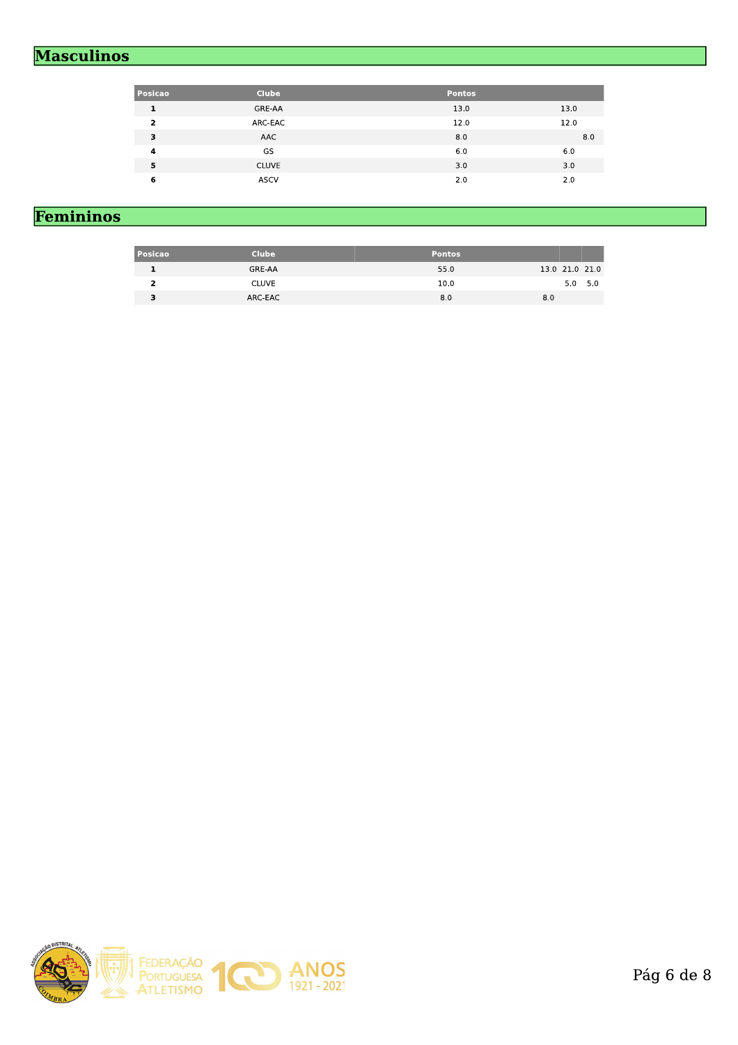## Masculinos

| Posicao | Clube | Pontos | | |
|---|---|---|---|---|
| 1 | GRE-AA | 13.0 | 13.0 | |
| 2 | ARC-EAC | 12.0 | 12.0 | |
| 3 | AAC | 8.0 | | 8.0 |
| 4 | GS | 6.0 | 6.0 | |
| 5 | CLUVE | 3.0 | 3.0 | |
| 6 | ASCV | 2.0 | 2.0 | |

## Femininos

| Posicao | Clube | Pontos | | | |
|---|---|---|---|---|---|
| 1 | GRE-AA | 55.0 | 13.0 | 21.0 | 21.0 |
| 2 | CLUVE | 10.0 | | 5.0 | 5.0 |
| 3 | ARC-EAC | 8.0 | 8.0 | | |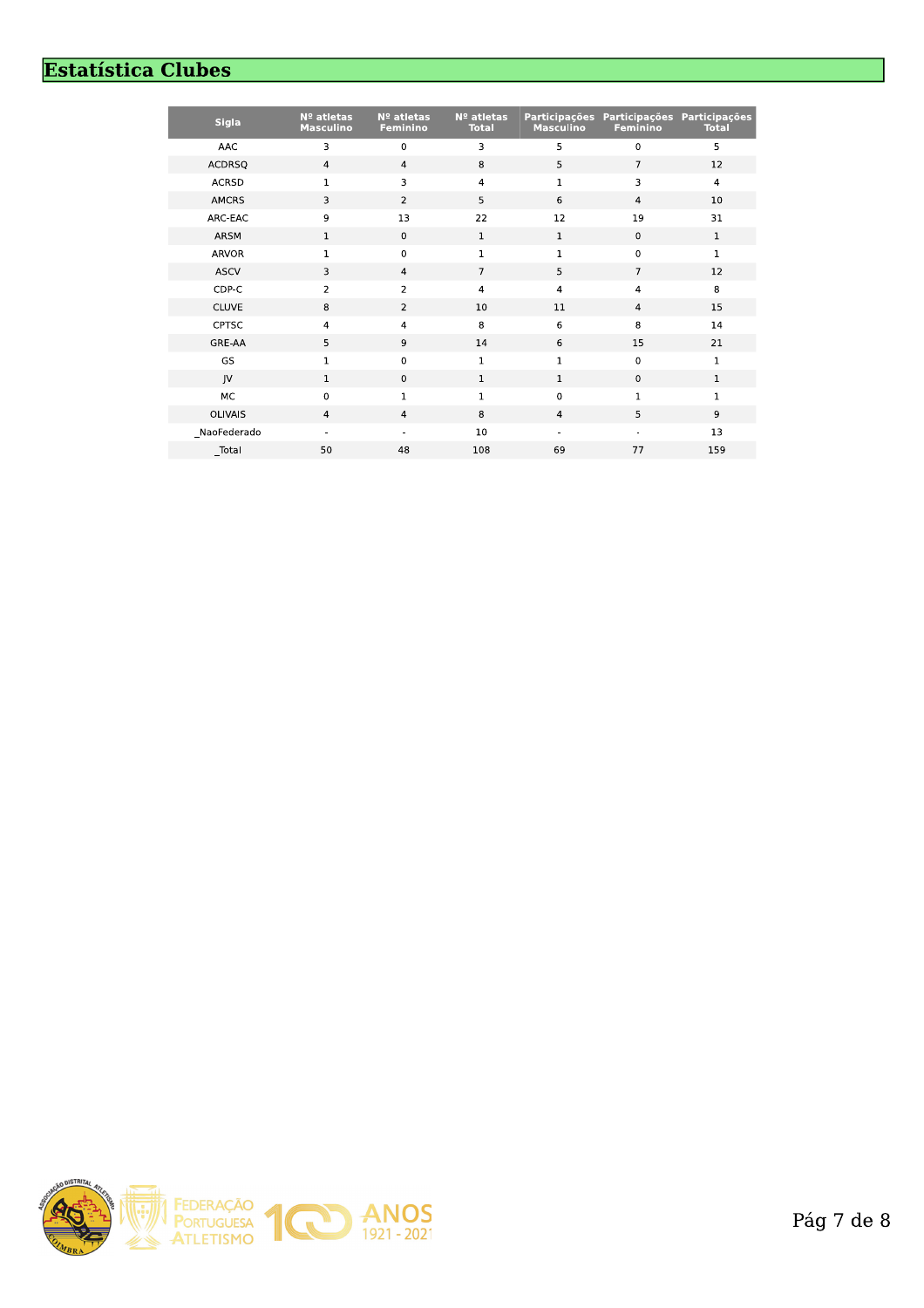# Estatística Clubes

| Sigla | Nº atletas Masculino | Nº atletas Feminino | Nº atletas Total | Participações Masculino | Participações Feminino | Participações Total |
|---|---|---|---|---|---|---|
| AAC | 3 | 0 | 3 | 5 | 0 | 5 |
| ACDRSQ | 4 | 4 | 8 | 5 | 7 | 12 |
| ACRSD | 1 | 3 | 4 | 1 | 3 | 4 |
| AMCRS | 3 | 2 | 5 | 6 | 4 | 10 |
| ARC-EAC | 9 | 13 | 22 | 12 | 19 | 31 |
| ARSM | 1 | 0 | 1 | 1 | 0 | 1 |
| ARVOR | 1 | 0 | 1 | 1 | 0 | 1 |
| ASCV | 3 | 4 | 7 | 5 | 7 | 12 |
| CDP-C | 2 | 2 | 4 | 4 | 4 | 8 |
| CLUVE | 8 | 2 | 10 | 11 | 4 | 15 |
| CPTSC | 4 | 4 | 8 | 6 | 8 | 14 |
| GRE-AA | 5 | 9 | 14 | 6 | 15 | 21 |
| GS | 1 | 0 | 1 | 1 | 0 | 1 |
| JV | 1 | 0 | 1 | 1 | 0 | 1 |
| MC | 0 | 1 | 1 | 0 | 1 | 1 |
| OLIVAIS | 4 | 4 | 8 | 4 | 5 | 9 |
| _NaoFederado | - | - | 10 | - | - | 13 |
| _Total | 50 | 48 | 108 | 69 | 77 | 159 |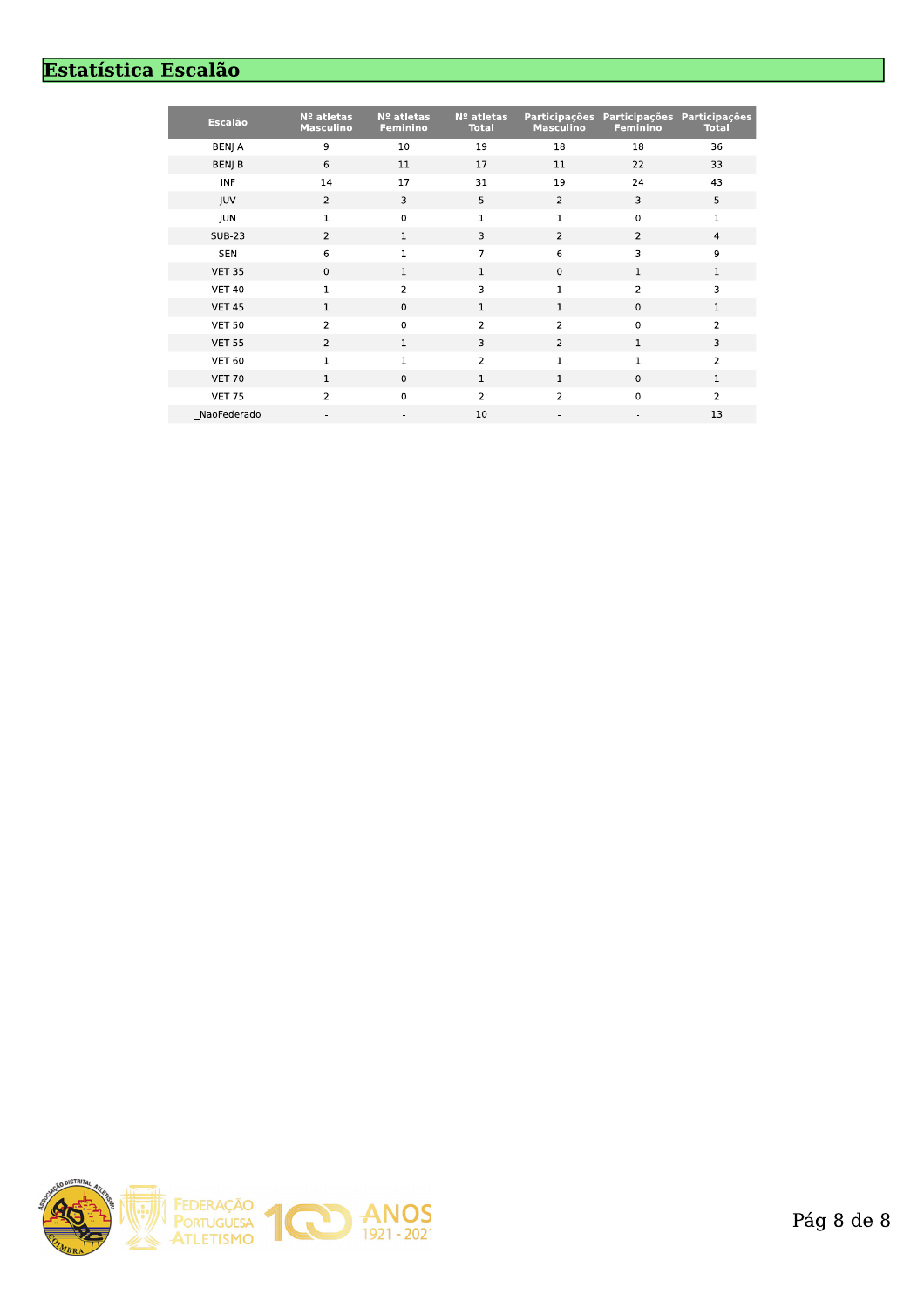# Estatística Escalão

| Escalão | Nº atletas Masculino | Nº atletas Feminino | Nº atletas Total | Participações Masculino | Participações Feminino | Participações Total |
|---|---|---|---|---|---|---|
| BENJ A | 9 | 10 | 19 | 18 | 18 | 36 |
| BENJ B | 6 | 11 | 17 | 11 | 22 | 33 |
| INF | 14 | 17 | 31 | 19 | 24 | 43 |
| JUV | 2 | 3 | 5 | 2 | 3 | 5 |
| JUN | 1 | 0 | 1 | 1 | 0 | 1 |
| SUB-23 | 2 | 1 | 3 | 2 | 2 | 4 |
| SEN | 6 | 1 | 7 | 6 | 3 | 9 |
| VET 35 | 0 | 1 | 1 | 0 | 1 | 1 |
| VET 40 | 1 | 2 | 3 | 1 | 2 | 3 |
| VET 45 | 1 | 0 | 1 | 1 | 0 | 1 |
| VET 50 | 2 | 0 | 2 | 2 | 0 | 2 |
| VET 55 | 2 | 1 | 3 | 2 | 1 | 3 |
| VET 60 | 1 | 1 | 2 | 1 | 1 | 2 |
| VET 70 | 1 | 0 | 1 | 1 | 0 | 1 |
| VET 75 | 2 | 0 | 2 | 2 | 0 | 2 |
| _NaoFederado | - | - | 10 | - | - | 13 |